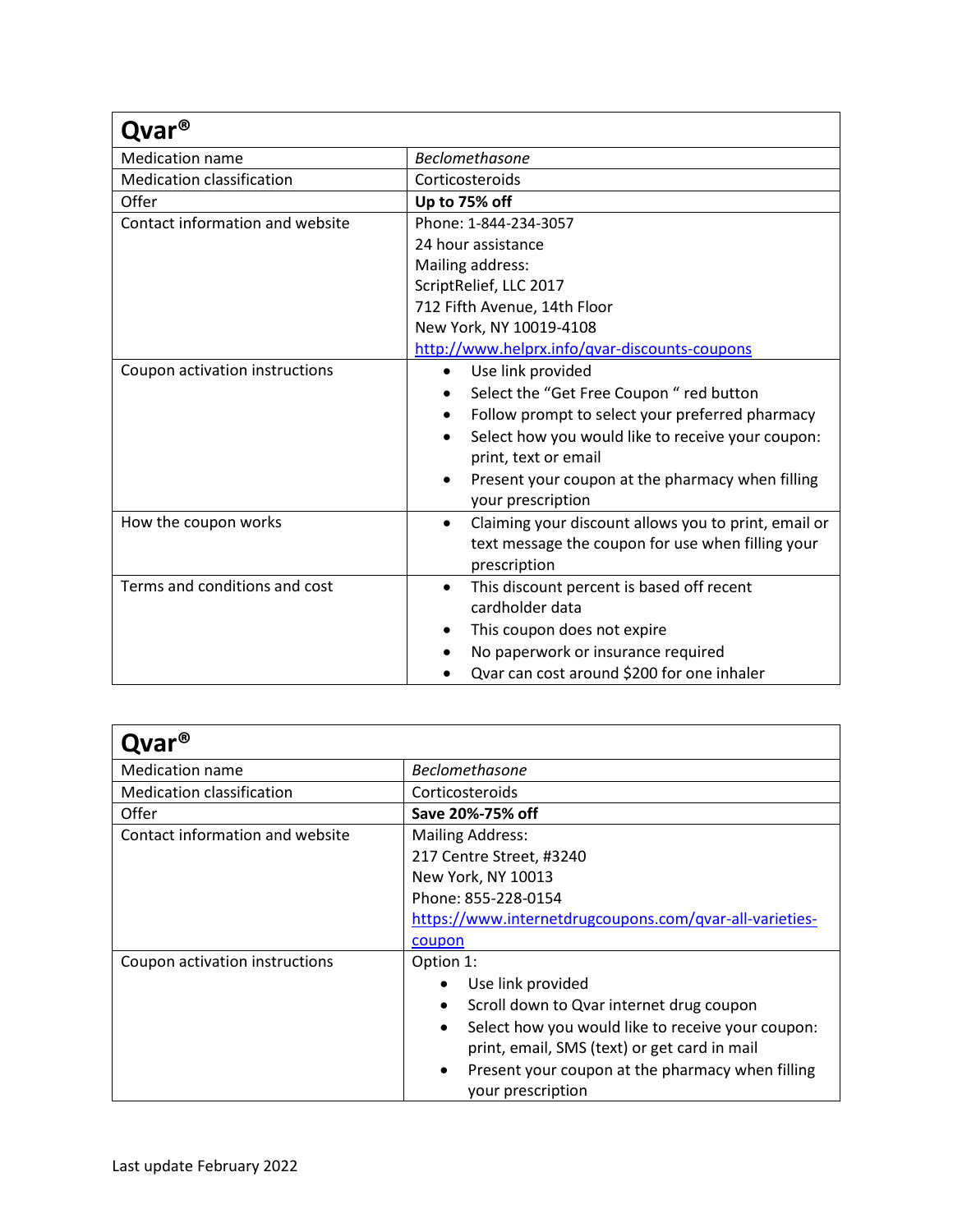| **Qvar®** | |
|---|---|
| Medication name | *Beclomethasone* |
| Medication classification | Corticosteroids |
| Offer | **Up to 75% off** |
| Contact information and website | Phone: 1-844-234-3057<br>24 hour assistance<br>Mailing address:<br>ScriptRelief, LLC 2017<br>712 Fifth Avenue, 14th Floor<br>New York, NY 10019-4108<br>[http://www.helprx.info/qvar-discounts-coupons](http://www.helprx.info/qvar-discounts-coupons) |
| Coupon activation instructions | • Use link provided<br>• Select the "Get Free Coupon " red button<br>• Follow prompt to select your preferred pharmacy<br>• Select how you would like to receive your coupon: print, text or email<br>• Present your coupon at the pharmacy when filling your prescription |
| How the coupon works | • Claiming your discount allows you to print, email or text message the coupon for use when filling your prescription |
| Terms and conditions and cost | • This discount percent is based off recent cardholder data<br>• This coupon does not expire<br>• No paperwork or insurance required<br>• Qvar can cost around $200 for one inhaler |

| **Qvar®** | |
|---|---|
| Medication name | *Beclomethasone* |
| Medication classification | Corticosteroids |
| Offer | **Save 20%-75% off** |
| Contact information and website | Mailing Address:<br>217 Centre Street, #3240<br>New York, NY 10013<br>Phone: 855-228-0154<br>[https://www.internetdrugcoupons.com/qvar-all-varieties-coupon](https://www.internetdrugcoupons.com/qvar-all-varieties-coupon) |
| Coupon activation instructions | Option 1:<br>• Use link provided<br>• Scroll down to Qvar internet drug coupon<br>• Select how you would like to receive your coupon: print, email, SMS (text) or get card in mail<br>• Present your coupon at the pharmacy when filling your prescription |

Last update February 2022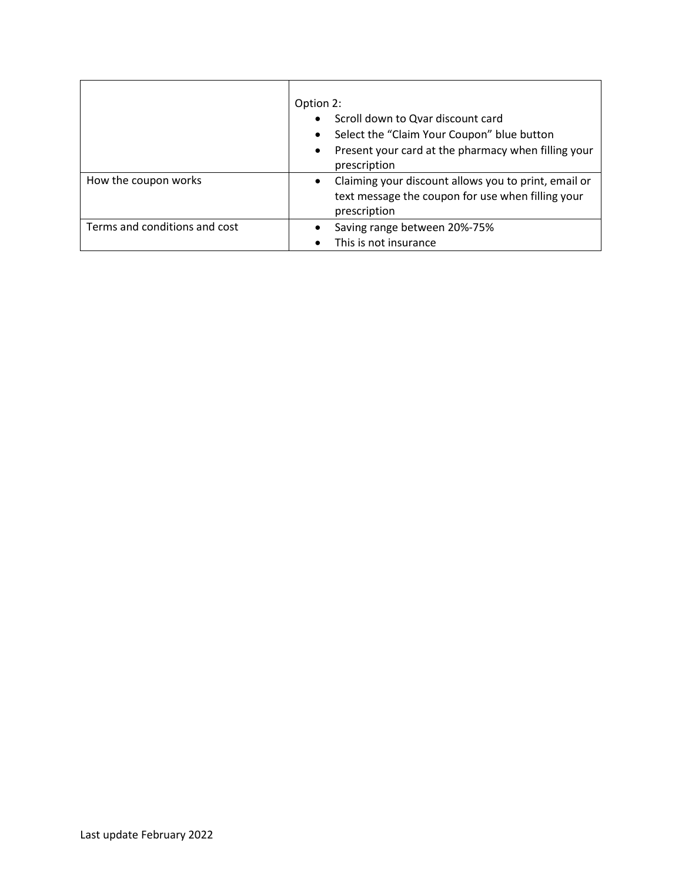| | |
|---|---|
| | Option 2:<br>• Scroll down to Qvar discount card<br>• Select the "Claim Your Coupon" blue button<br>• Present your card at the pharmacy when filling your prescription |
| How the coupon works | • Claiming your discount allows you to print, email or text message the coupon for use when filling your prescription |
| Terms and conditions and cost | • Saving range between 20%-75%<br>• This is not insurance |

Last update February 2022